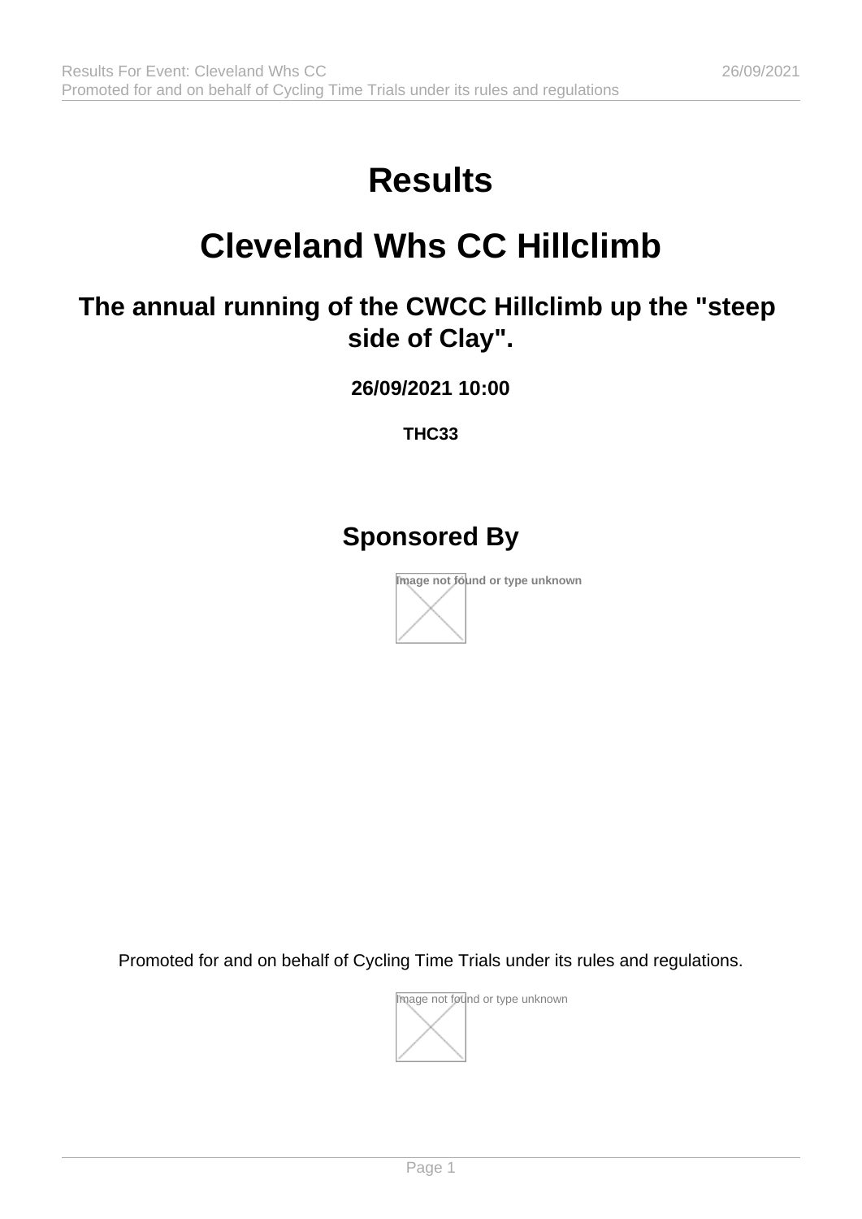# Results

# Cleveland Whs CC Hillclimb

## The annual running of the CWCC Hillclimb up the "steep side of Clay".

**26/09/2021 10:00**

**THC33**

## Sponsored By

Image not found or type unknown

Promoted for and on behalf of Cycling Time Trials under its rules and regulations.

Image not found or type unknown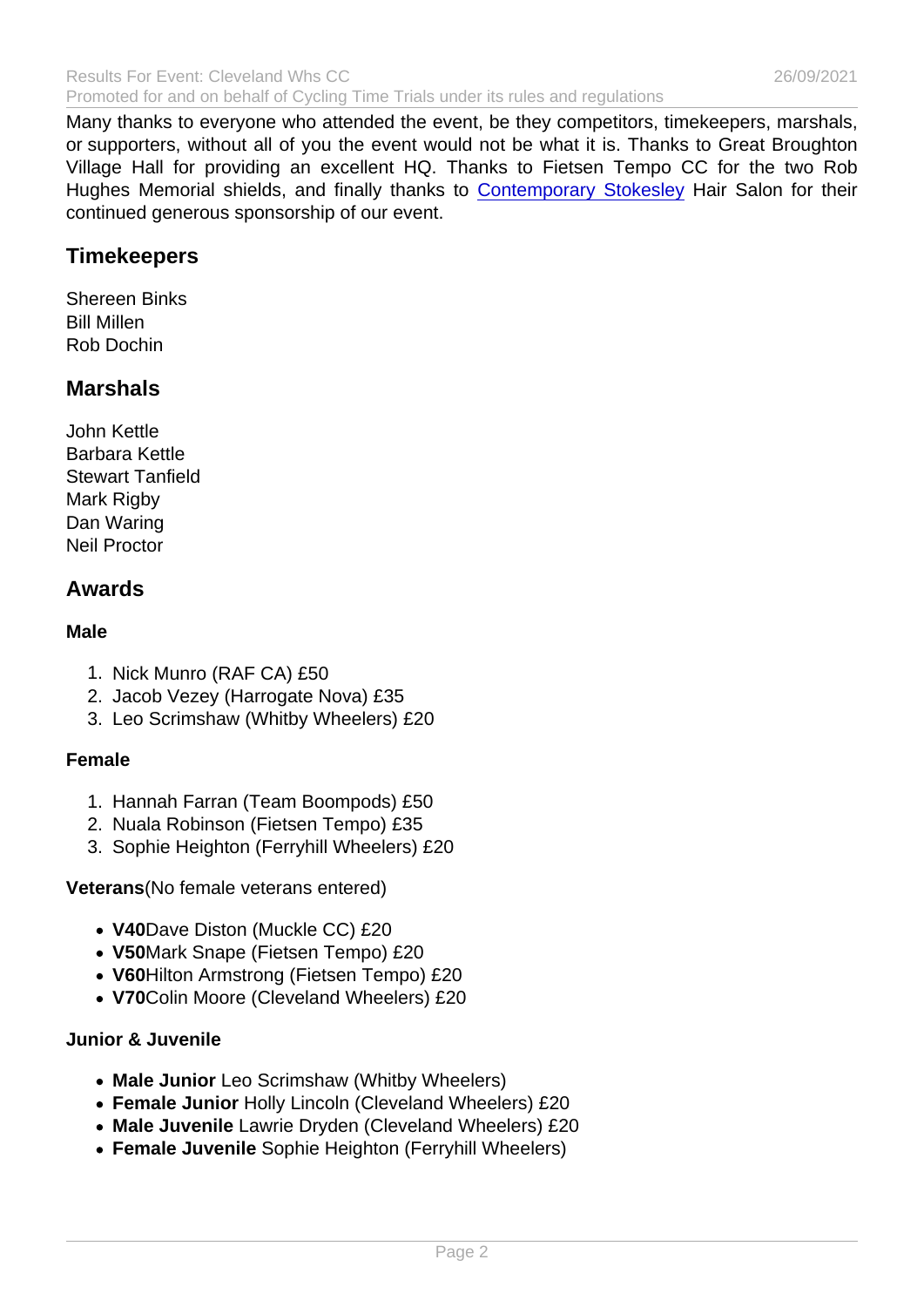Many thanks to everyone who attended the event, be they competitors, timekeepers, marshals, or supporters, without all of you the event would not be what it is. Thanks to Great Broughton Village Hall for providing an excellent HQ. Thanks to Fietsen Tempo CC for the two Rob Hughes Memorial shields, and finally thanks to Contemporary Stokesley Hair Salon for their continued generous sponsorship of our event.

## Timekeepers

Shereen Binks
Bill Millen
Rob Dochin

## Marshals

John Kettle
Barbara Kettle
Stewart Tanfield
Mark Rigby
Dan Waring
Neil Proctor

## Awards

### Male

1. Nick Munro (RAF CA) £50
2. Jacob Vezey (Harrogate Nova) £35
3. Leo Scrimshaw (Whitby Wheelers) £20

### Female

1. Hannah Farran (Team Boompods) £50
2. Nuala Robinson (Fietsen Tempo) £35
3. Sophie Heighton (Ferryhill Wheelers) £20

**Veterans**(No female veterans entered)

- **V40**Dave Diston (Muckle CC) £20
- **V50**Mark Snape (Fietsen Tempo) £20
- **V60**Hilton Armstrong (Fietsen Tempo) £20
- **V70**Colin Moore (Cleveland Wheelers) £20

### Junior & Juvenile

- **Male Junior** Leo Scrimshaw (Whitby Wheelers)
- **Female Junior** Holly Lincoln (Cleveland Wheelers) £20
- **Male Juvenile** Lawrie Dryden (Cleveland Wheelers) £20
- **Female Juvenile** Sophie Heighton (Ferryhill Wheelers)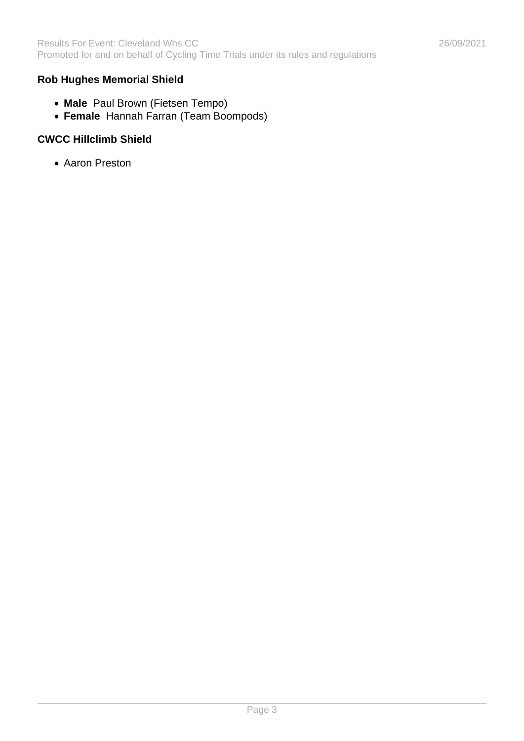### Rob Hughes Memorial Shield

- **Male** Paul Brown (Fietsen Tempo)
- **Female** Hannah Farran (Team Boompods)

### CWCC Hillclimb Shield

- Aaron Preston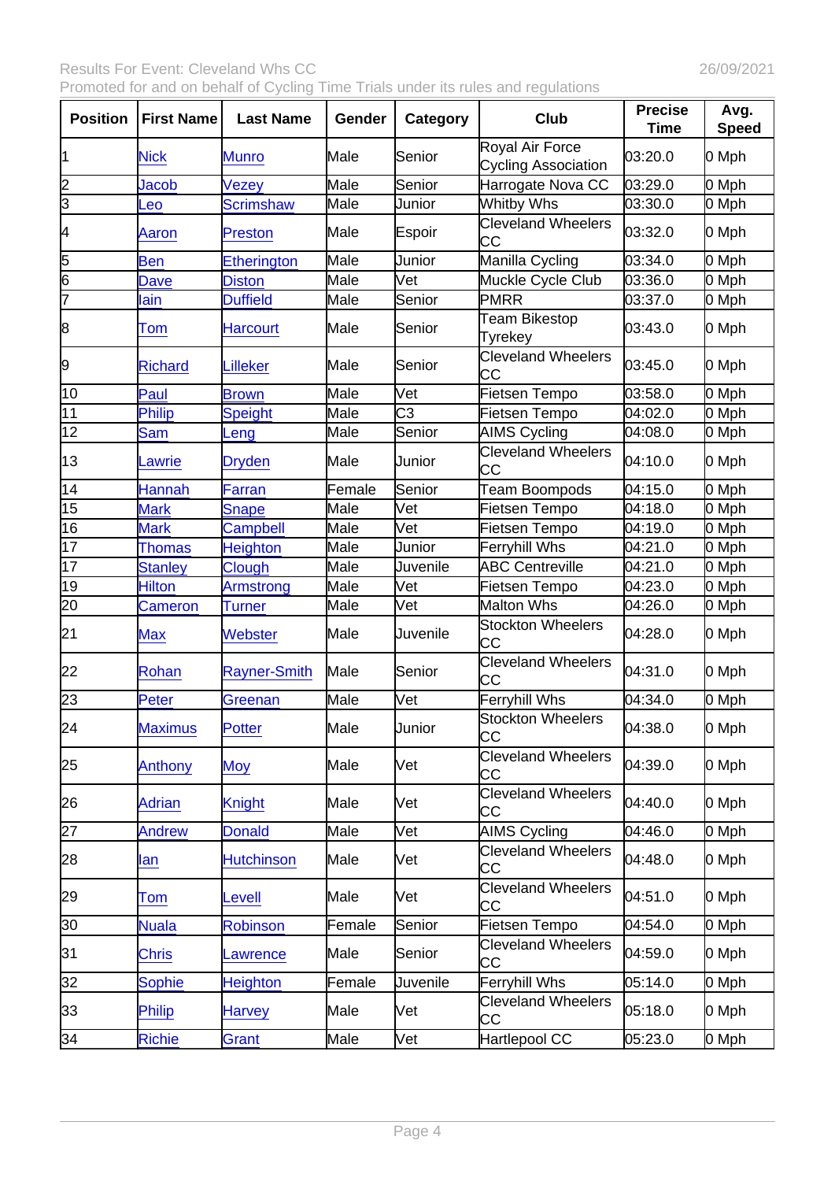Results For Event: Cleveland Whs CC 26/09/2021

Promoted for and on behalf of Cycling Time Trials under its rules and regulations

| Position | First Name | Last Name | Gender | Category | Club | Precise Time | Avg. Speed |
|---|---|---|---|---|---|---|---|
| 1 | Nick | Munro | Male | Senior | Royal Air Force Cycling Association | 03:20.0 | 0 Mph |
| 2 | Jacob | Vezey | Male | Senior | Harrogate Nova CC | 03:29.0 | 0 Mph |
| 3 | Leo | Scrimshaw | Male | Junior | Whitby Whs | 03:30.0 | 0 Mph |
| 4 | Aaron | Preston | Male | Espoir | Cleveland Wheelers CC | 03:32.0 | 0 Mph |
| 5 | Ben | Etherington | Male | Junior | Manilla Cycling | 03:34.0 | 0 Mph |
| 6 | Dave | Diston | Male | Vet | Muckle Cycle Club | 03:36.0 | 0 Mph |
| 7 | Iain | Duffield | Male | Senior | PMRR | 03:37.0 | 0 Mph |
| 8 | Tom | Harcourt | Male | Senior | Team Bikestop Tyrekey | 03:43.0 | 0 Mph |
| 9 | Richard | Lilleker | Male | Senior | Cleveland Wheelers CC | 03:45.0 | 0 Mph |
| 10 | Paul | Brown | Male | Vet | Fietsen Tempo | 03:58.0 | 0 Mph |
| 11 | Philip | Speight | Male | C3 | Fietsen Tempo | 04:02.0 | 0 Mph |
| 12 | Sam | Leng | Male | Senior | AIMS Cycling | 04:08.0 | 0 Mph |
| 13 | Lawrie | Dryden | Male | Junior | Cleveland Wheelers CC | 04:10.0 | 0 Mph |
| 14 | Hannah | Farran | Female | Senior | Team Boompods | 04:15.0 | 0 Mph |
| 15 | Mark | Snape | Male | Vet | Fietsen Tempo | 04:18.0 | 0 Mph |
| 16 | Mark | Campbell | Male | Vet | Fietsen Tempo | 04:19.0 | 0 Mph |
| 17 | Thomas | Heighton | Male | Junior | Ferryhill Whs | 04:21.0 | 0 Mph |
| 17 | Stanley | Clough | Male | Juvenile | ABC Centreville | 04:21.0 | 0 Mph |
| 19 | Hilton | Armstrong | Male | Vet | Fietsen Tempo | 04:23.0 | 0 Mph |
| 20 | Cameron | Turner | Male | Vet | Malton Whs | 04:26.0 | 0 Mph |
| 21 | Max | Webster | Male | Juvenile | Stockton Wheelers CC | 04:28.0 | 0 Mph |
| 22 | Rohan | Rayner-Smith | Male | Senior | Cleveland Wheelers CC | 04:31.0 | 0 Mph |
| 23 | Peter | Greenan | Male | Vet | Ferryhill Whs | 04:34.0 | 0 Mph |
| 24 | Maximus | Potter | Male | Junior | Stockton Wheelers CC | 04:38.0 | 0 Mph |
| 25 | Anthony | Moy | Male | Vet | Cleveland Wheelers CC | 04:39.0 | 0 Mph |
| 26 | Adrian | Knight | Male | Vet | Cleveland Wheelers CC | 04:40.0 | 0 Mph |
| 27 | Andrew | Donald | Male | Vet | AIMS Cycling | 04:46.0 | 0 Mph |
| 28 | Ian | Hutchinson | Male | Vet | Cleveland Wheelers CC | 04:48.0 | 0 Mph |
| 29 | Tom | Levell | Male | Vet | Cleveland Wheelers CC | 04:51.0 | 0 Mph |
| 30 | Nuala | Robinson | Female | Senior | Fietsen Tempo | 04:54.0 | 0 Mph |
| 31 | Chris | Lawrence | Male | Senior | Cleveland Wheelers CC | 04:59.0 | 0 Mph |
| 32 | Sophie | Heighton | Female | Juvenile | Ferryhill Whs | 05:14.0 | 0 Mph |
| 33 | Philip | Harvey | Male | Vet | Cleveland Wheelers CC | 05:18.0 | 0 Mph |
| 34 | Richie | Grant | Male | Vet | Hartlepool CC | 05:23.0 | 0 Mph |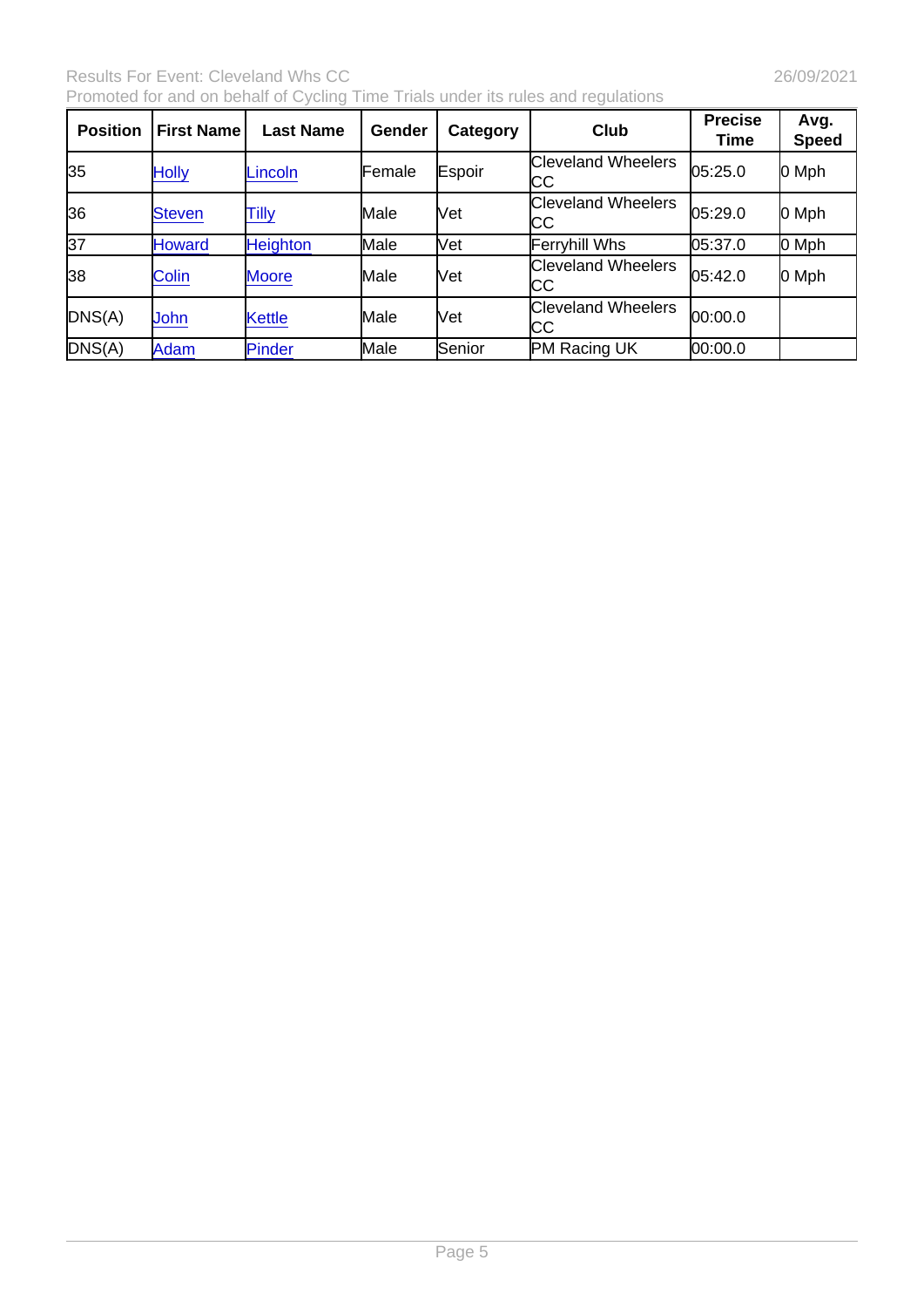| Position | First Name | Last Name | Gender | Category | Club | Precise Time | Avg. Speed |
|---|---|---|---|---|---|---|---|
| 35 | Holly | Lincoln | Female | Espoir | Cleveland Wheelers CC | 05:25.0 | 0 Mph |
| 36 | Steven | Tilly | Male | Vet | Cleveland Wheelers CC | 05:29.0 | 0 Mph |
| 37 | Howard | Heighton | Male | Vet | Ferryhill Whs | 05:37.0 | 0 Mph |
| 38 | Colin | Moore | Male | Vet | Cleveland Wheelers CC | 05:42.0 | 0 Mph |
| DNS(A) | John | Kettle | Male | Vet | Cleveland Wheelers CC | 00:00.0 | |
| DNS(A) | Adam | Pinder | Male | Senior | PM Racing UK | 00:00.0 | |